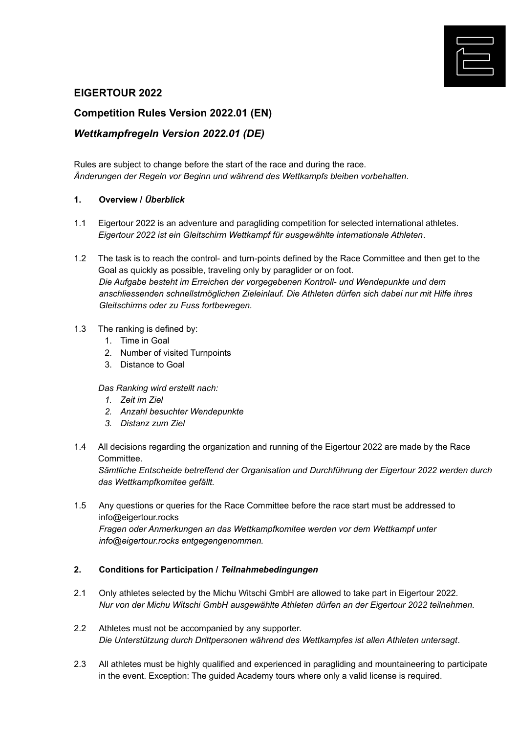## EIGERTOUR 2022

## Competition Rules Version 2022.01 (EN)

## *Wettkampfregeln Version 2022.01 (DE)*

Rules are subject to change before the start of the race and during the race.
*Änderungen der Regeln vor Beginn und während des Wettkampfs bleiben vorbehalten*.

### 1. Overview / *Überblick*

1.1 Eigertour 2022 is an adventure and paragliding competition for selected international athletes.
*Eigertour 2022 ist ein Gleitschirm Wettkampf für ausgewählte internationale Athleten*.

1.2 The task is to reach the control- and turn-points defined by the Race Committee and then get to the Goal as quickly as possible, traveling only by paraglider or on foot.
*Die Aufgabe besteht im Erreichen der vorgegebenen Kontroll- und Wendepunkte und dem anschliessenden schnellstmöglichen Zieleinlauf. Die Athleten dürfen sich dabei nur mit Hilfe ihres Gleitschirms oder zu Fuss fortbewegen.*

1.3 The ranking is defined by:
1. Time in Goal
2. Number of visited Turnpoints
3. Distance to Goal

*Das Ranking wird erstellt nach:*
1. *Zeit im Ziel*
2. *Anzahl besuchter Wendepunkte*
3. *Distanz zum Ziel*

1.4 All decisions regarding the organization and running of the Eigertour 2022 are made by the Race Committee.
*Sämtliche Entscheide betreffend der Organisation und Durchführung der Eigertour 2022 werden durch das Wettkampfkomitee gefällt.*

1.5 Any questions or queries for the Race Committee before the race start must be addressed to info@eigertour.rocks
*Fragen oder Anmerkungen an das Wettkampfkomitee werden vor dem Wettkampf unter info@eigertour.rocks entgegengenommen.*

### 2. Conditions for Participation / *Teilnahmebedingungen*

2.1 Only athletes selected by the Michu Witschi GmbH are allowed to take part in Eigertour 2022.
*Nur von der Michu Witschi GmbH ausgewählte Athleten dürfen an der Eigertour 2022 teilnehmen.*

2.2 Athletes must not be accompanied by any supporter.
*Die Unterstützung durch Drittpersonen während des Wettkampfes ist allen Athleten untersagt*.

2.3 All athletes must be highly qualified and experienced in paragliding and mountaineering to participate in the event. Exception: The guided Academy tours where only a valid license is required.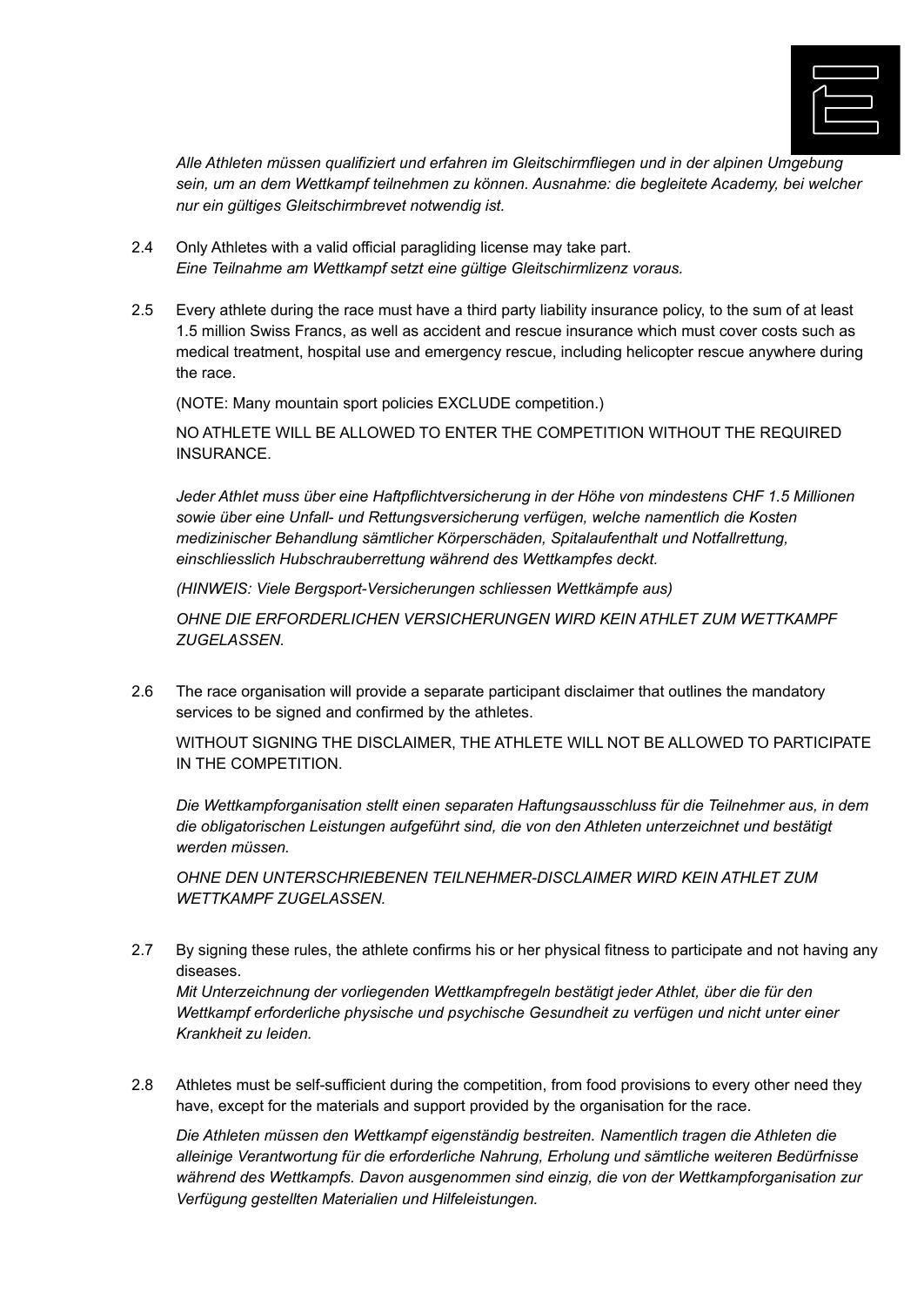*Alle Athleten müssen qualifiziert und erfahren im Gleitschirmfliegen und in der alpinen Umgebung sein, um an dem Wettkampf teilnehmen zu können. Ausnahme: die begleitete Academy, bei welcher nur ein gültiges Gleitschirmbrevet notwendig ist.*

2.4 Only Athletes with a valid official paragliding license may take part.
*Eine Teilnahme am Wettkampf setzt eine gültige Gleitschirmlizenz voraus.*

2.5 Every athlete during the race must have a third party liability insurance policy, to the sum of at least 1.5 million Swiss Francs, as well as accident and rescue insurance which must cover costs such as medical treatment, hospital use and emergency rescue, including helicopter rescue anywhere during the race.

(NOTE: Many mountain sport policies EXCLUDE competition.)

NO ATHLETE WILL BE ALLOWED TO ENTER THE COMPETITION WITHOUT THE REQUIRED INSURANCE.

*Jeder Athlet muss über eine Haftpflichtversicherung in der Höhe von mindestens CHF 1.5 Millionen sowie über eine Unfall- und Rettungsversicherung verfügen, welche namentlich die Kosten medizinischer Behandlung sämtlicher Körperschäden, Spitalaufenthalt und Notfallrettung, einschliesslich Hubschrauberrettung während des Wettkampfes deckt.*

*(HINWEIS: Viele Bergsport-Versicherungen schliessen Wettkämpfe aus)*

*OHNE DIE ERFORDERLICHEN VERSICHERUNGEN WIRD KEIN ATHLET ZUM WETTKAMPF ZUGELASSEN.*

2.6 The race organisation will provide a separate participant disclaimer that outlines the mandatory services to be signed and confirmed by the athletes.

WITHOUT SIGNING THE DISCLAIMER, THE ATHLETE WILL NOT BE ALLOWED TO PARTICIPATE IN THE COMPETITION.

*Die Wettkampforganisation stellt einen separaten Haftungsausschluss für die Teilnehmer aus, in dem die obligatorischen Leistungen aufgeführt sind, die von den Athleten unterzeichnet und bestätigt werden müssen.*

*OHNE DEN UNTERSCHRIEBENEN TEILNEHMER-DISCLAIMER WIRD KEIN ATHLET ZUM WETTKAMPF ZUGELASSEN.*

2.7 By signing these rules, the athlete confirms his or her physical fitness to participate and not having any diseases.
*Mit Unterzeichnung der vorliegenden Wettkampfregeln bestätigt jeder Athlet, über die für den Wettkampf erforderliche physische und psychische Gesundheit zu verfügen und nicht unter einer Krankheit zu leiden.*

2.8 Athletes must be self-sufficient during the competition, from food provisions to every other need they have, except for the materials and support provided by the organisation for the race.

*Die Athleten müssen den Wettkampf eigenständig bestreiten. Namentlich tragen die Athleten die alleinige Verantwortung für die erforderliche Nahrung, Erholung und sämtliche weiteren Bedürfnisse während des Wettkampfs. Davon ausgenommen sind einzig, die von der Wettkampforganisation zur Verfügung gestellten Materialien und Hilfeleistungen.*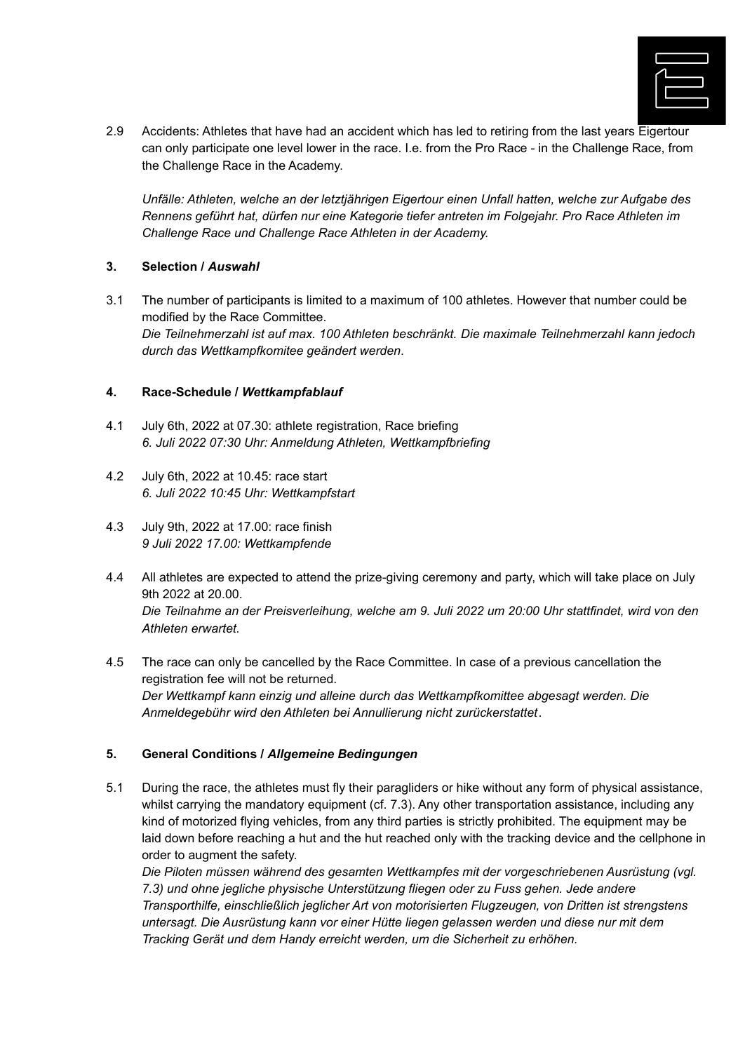2.9 Accidents: Athletes that have had an accident which has led to retiring from the last years Eigertour can only participate one level lower in the race. I.e. from the Pro Race - in the Challenge Race, from the Challenge Race in the Academy.

*Unfälle: Athleten, welche an der letztjährigen Eigertour einen Unfall hatten, welche zur Aufgabe des Rennens geführt hat, dürfen nur eine Kategorie tiefer antreten im Folgejahr. Pro Race Athleten im Challenge Race und Challenge Race Athleten in der Academy.*

### 3. Selection / *Auswahl*

3.1 The number of participants is limited to a maximum of 100 athletes. However that number could be modified by the Race Committee.
*Die Teilnehmerzahl ist auf max. 100 Athleten beschränkt. Die maximale Teilnehmerzahl kann jedoch durch das Wettkampfkomitee geändert werden*.

### 4. Race-Schedule / *Wettkampfablauf*

4.1 July 6th, 2022 at 07.30: athlete registration, Race briefing
*6. Juli 2022 07:30 Uhr: Anmeldung Athleten, Wettkampfbriefing*

4.2 July 6th, 2022 at 10.45: race start
*6. Juli 2022 10:45 Uhr: Wettkampfstart*

4.3 July 9th, 2022 at 17.00: race finish
*9 Juli 2022 17.00: Wettkampfende*

4.4 All athletes are expected to attend the prize-giving ceremony and party, which will take place on July 9th 2022 at 20.00.
*Die Teilnahme an der Preisverleihung, welche am 9. Juli 2022 um 20:00 Uhr stattfindet, wird von den Athleten erwartet.*

4.5 The race can only be cancelled by the Race Committee. In case of a previous cancellation the registration fee will not be returned.
*Der Wettkampf kann einzig und alleine durch das Wettkampfkomittee abgesagt werden. Die Anmeldegebühr wird den Athleten bei Annullierung nicht zurückerstattet*.

### 5. General Conditions / *Allgemeine Bedingungen*

5.1 During the race, the athletes must fly their paragliders or hike without any form of physical assistance, whilst carrying the mandatory equipment (cf. 7.3). Any other transportation assistance, including any kind of motorized flying vehicles, from any third parties is strictly prohibited. The equipment may be laid down before reaching a hut and the hut reached only with the tracking device and the cellphone in order to augment the safety.
*Die Piloten müssen während des gesamten Wettkampfes mit der vorgeschriebenen Ausrüstung (vgl. 7.3) und ohne jegliche physische Unterstützung fliegen oder zu Fuss gehen. Jede andere Transporthilfe, einschließlich jeglicher Art von motorisierten Flugzeugen, von Dritten ist strengstens untersagt. Die Ausrüstung kann vor einer Hütte liegen gelassen werden und diese nur mit dem Tracking Gerät und dem Handy erreicht werden, um die Sicherheit zu erhöhen.*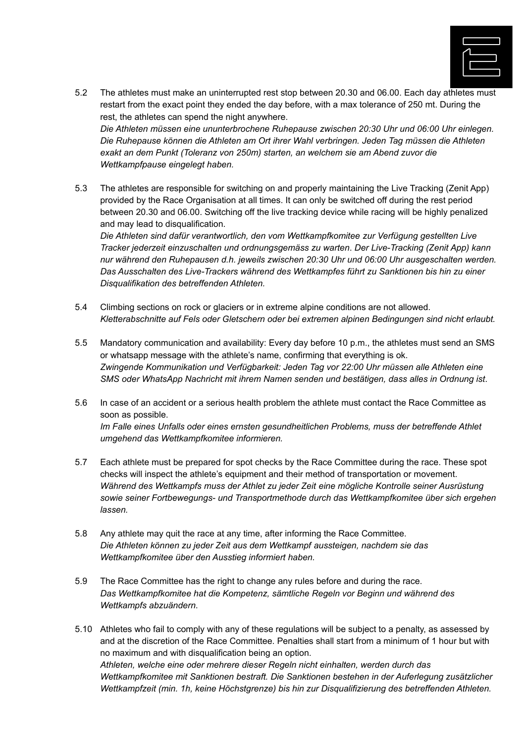5.2 The athletes must make an uninterrupted rest stop between 20.30 and 06.00. Each day athletes must restart from the exact point they ended the day before, with a max tolerance of 250 mt. During the rest, the athletes can spend the night anywhere.
*Die Athleten müssen eine ununterbrochene Ruhepause zwischen 20:30 Uhr und 06:00 Uhr einlegen. Die Ruhepause können die Athleten am Ort ihrer Wahl verbringen. Jeden Tag müssen die Athleten exakt an dem Punkt (Toleranz von 250m) starten, an welchem sie am Abend zuvor die Wettkampfpause eingelegt haben.*

5.3 The athletes are responsible for switching on and properly maintaining the Live Tracking (Zenit App) provided by the Race Organisation at all times. It can only be switched off during the rest period between 20.30 and 06.00. Switching off the live tracking device while racing will be highly penalized and may lead to disqualification.
*Die Athleten sind dafür verantwortlich, den vom Wettkampfkomitee zur Verfügung gestellten Live Tracker jederzeit einzuschalten und ordnungsgemäss zu warten. Der Live-Tracking (Zenit App) kann nur während den Ruhepausen d.h. jeweils zwischen 20:30 Uhr und 06:00 Uhr ausgeschalten werden. Das Ausschalten des Live-Trackers während des Wettkampfes führt zu Sanktionen bis hin zu einer Disqualifikation des betreffenden Athleten.*

5.4 Climbing sections on rock or glaciers or in extreme alpine conditions are not allowed.
*Kletterabschnitte auf Fels oder Gletschern oder bei extremen alpinen Bedingungen sind nicht erlaubt.*

5.5 Mandatory communication and availability: Every day before 10 p.m., the athletes must send an SMS or whatsapp message with the athlete's name, confirming that everything is ok.
*Zwingende Kommunikation und Verfügbarkeit: Jeden Tag vor 22:00 Uhr müssen alle Athleten eine SMS oder WhatsApp Nachricht mit ihrem Namen senden und bestätigen, dass alles in Ordnung ist.*

5.6 In case of an accident or a serious health problem the athlete must contact the Race Committee as soon as possible.
*Im Falle eines Unfalls oder eines ernsten gesundheitlichen Problems, muss der betreffende Athlet umgehend das Wettkampfkomitee informieren.*

5.7 Each athlete must be prepared for spot checks by the Race Committee during the race. These spot checks will inspect the athlete's equipment and their method of transportation or movement.
*Während des Wettkampfs muss der Athlet zu jeder Zeit eine mögliche Kontrolle seiner Ausrüstung sowie seiner Fortbewegungs- und Transportmethode durch das Wettkampfkomitee über sich ergehen lassen.*

5.8 Any athlete may quit the race at any time, after informing the Race Committee.
*Die Athleten können zu jeder Zeit aus dem Wettkampf aussteigen, nachdem sie das Wettkampfkomitee über den Ausstieg informiert haben.*

5.9 The Race Committee has the right to change any rules before and during the race.
*Das Wettkampfkomitee hat die Kompetenz, sämtliche Regeln vor Beginn und während des Wettkampfs abzuändern.*

5.10 Athletes who fail to comply with any of these regulations will be subject to a penalty, as assessed by and at the discretion of the Race Committee. Penalties shall start from a minimum of 1 hour but with no maximum and with disqualification being an option.
*Athleten, welche eine oder mehrere dieser Regeln nicht einhalten, werden durch das Wettkampfkomitee mit Sanktionen bestraft. Die Sanktionen bestehen in der Auferlegung zusätzlicher Wettkampfzeit (min. 1h, keine Höchstgrenze) bis hin zur Disqualifizierung des betreffenden Athleten.*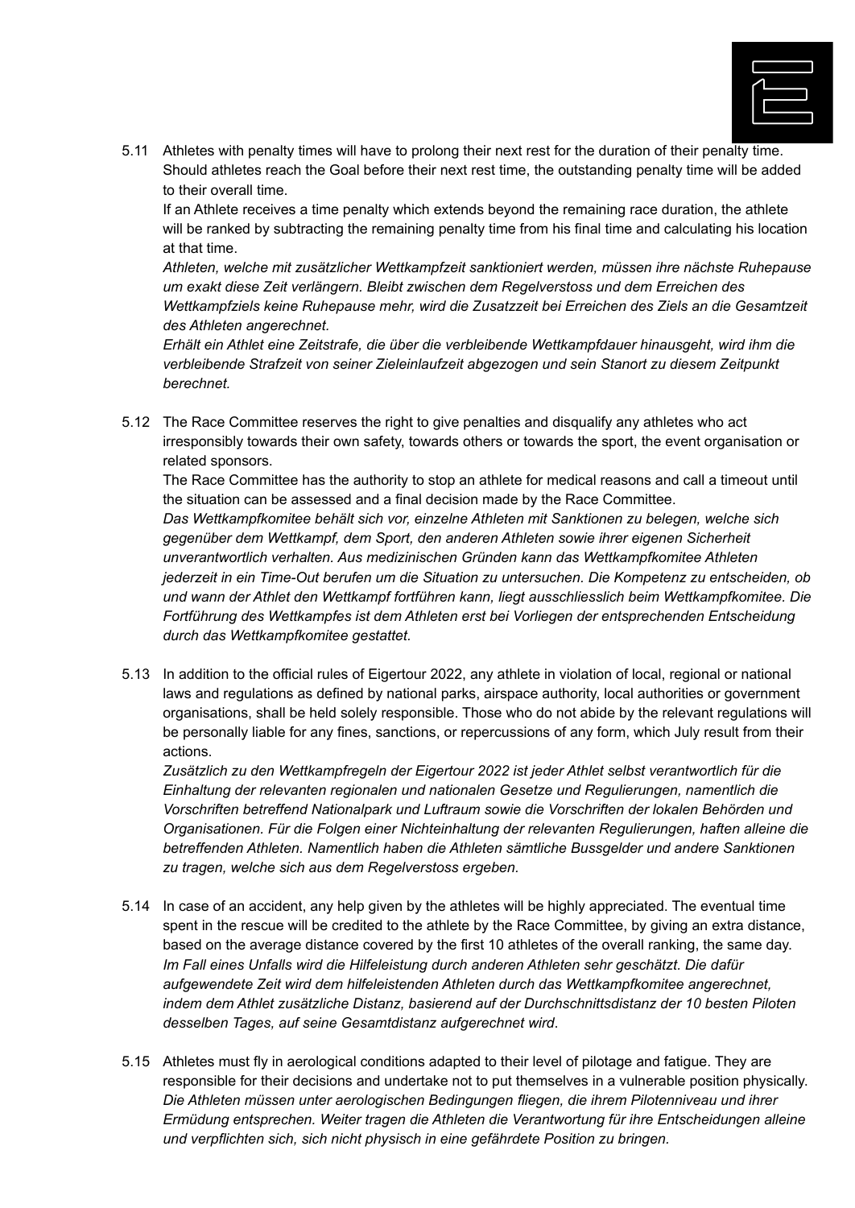5.11 Athletes with penalty times will have to prolong their next rest for the duration of their penalty time. Should athletes reach the Goal before their next rest time, the outstanding penalty time will be added to their overall time.
If an Athlete receives a time penalty which extends beyond the remaining race duration, the athlete will be ranked by subtracting the remaining penalty time from his final time and calculating his location at that time.
*Athleten, welche mit zusätzlicher Wettkampfzeit sanktioniert werden, müssen ihre nächste Ruhepause um exakt diese Zeit verlängern. Bleibt zwischen dem Regelverstoss und dem Erreichen des Wettkampfziels keine Ruhepause mehr, wird die Zusatzzeit bei Erreichen des Ziels an die Gesamtzeit des Athleten angerechnet.*
*Erhält ein Athlet eine Zeitstrafe, die über die verbleibende Wettkampfdauer hinausgeht, wird ihm die verbleibende Strafzeit von seiner Zieleinlaufzeit abgezogen und sein Stanort zu diesem Zeitpunkt berechnet.*

5.12 The Race Committee reserves the right to give penalties and disqualify any athletes who act irresponsibly towards their own safety, towards others or towards the sport, the event organisation or related sponsors.
The Race Committee has the authority to stop an athlete for medical reasons and call a timeout until the situation can be assessed and a final decision made by the Race Committee.
*Das Wettkampfkomitee behält sich vor, einzelne Athleten mit Sanktionen zu belegen, welche sich gegenüber dem Wettkampf, dem Sport, den anderen Athleten sowie ihrer eigenen Sicherheit unverantwortlich verhalten. Aus medizinischen Gründen kann das Wettkampfkomitee Athleten jederzeit in ein Time-Out berufen um die Situation zu untersuchen. Die Kompetenz zu entscheiden, ob und wann der Athlet den Wettkampf fortführen kann, liegt ausschliesslich beim Wettkampfkomitee. Die Fortführung des Wettkampfes ist dem Athleten erst bei Vorliegen der entsprechenden Entscheidung durch das Wettkampfkomitee gestattet.*

5.13 In addition to the official rules of Eigertour 2022, any athlete in violation of local, regional or national laws and regulations as defined by national parks, airspace authority, local authorities or government organisations, shall be held solely responsible. Those who do not abide by the relevant regulations will be personally liable for any fines, sanctions, or repercussions of any form, which July result from their actions.
*Zusätzlich zu den Wettkampfregeln der Eigertour 2022 ist jeder Athlet selbst verantwortlich für die Einhaltung der relevanten regionalen und nationalen Gesetze und Regulierungen, namentlich die Vorschriften betreffend Nationalpark und Luftraum sowie die Vorschriften der lokalen Behörden und Organisationen. Für die Folgen einer Nichteinhaltung der relevanten Regulierungen, haften alleine die betreffenden Athleten. Namentlich haben die Athleten sämtliche Bussgelder und andere Sanktionen zu tragen, welche sich aus dem Regelverstoss ergeben.*

5.14 In case of an accident, any help given by the athletes will be highly appreciated. The eventual time spent in the rescue will be credited to the athlete by the Race Committee, by giving an extra distance, based on the average distance covered by the first 10 athletes of the overall ranking, the same day.
*Im Fall eines Unfalls wird die Hilfeleistung durch anderen Athleten sehr geschätzt. Die dafür aufgewendete Zeit wird dem hilfeleistenden Athleten durch das Wettkampfkomitee angerechnet, indem dem Athlet zusätzliche Distanz, basierend auf der Durchschnittsdistanz der 10 besten Piloten desselben Tages, auf seine Gesamtdistanz aufgerechnet wird*.

5.15 Athletes must fly in aerological conditions adapted to their level of pilotage and fatigue. They are responsible for their decisions and undertake not to put themselves in a vulnerable position physically.
*Die Athleten müssen unter aerologischen Bedingungen fliegen, die ihrem Pilotenniveau und ihrer Ermüdung entsprechen. Weiter tragen die Athleten die Verantwortung für ihre Entscheidungen alleine und verpflichten sich, sich nicht physisch in eine gefährdete Position zu bringen.*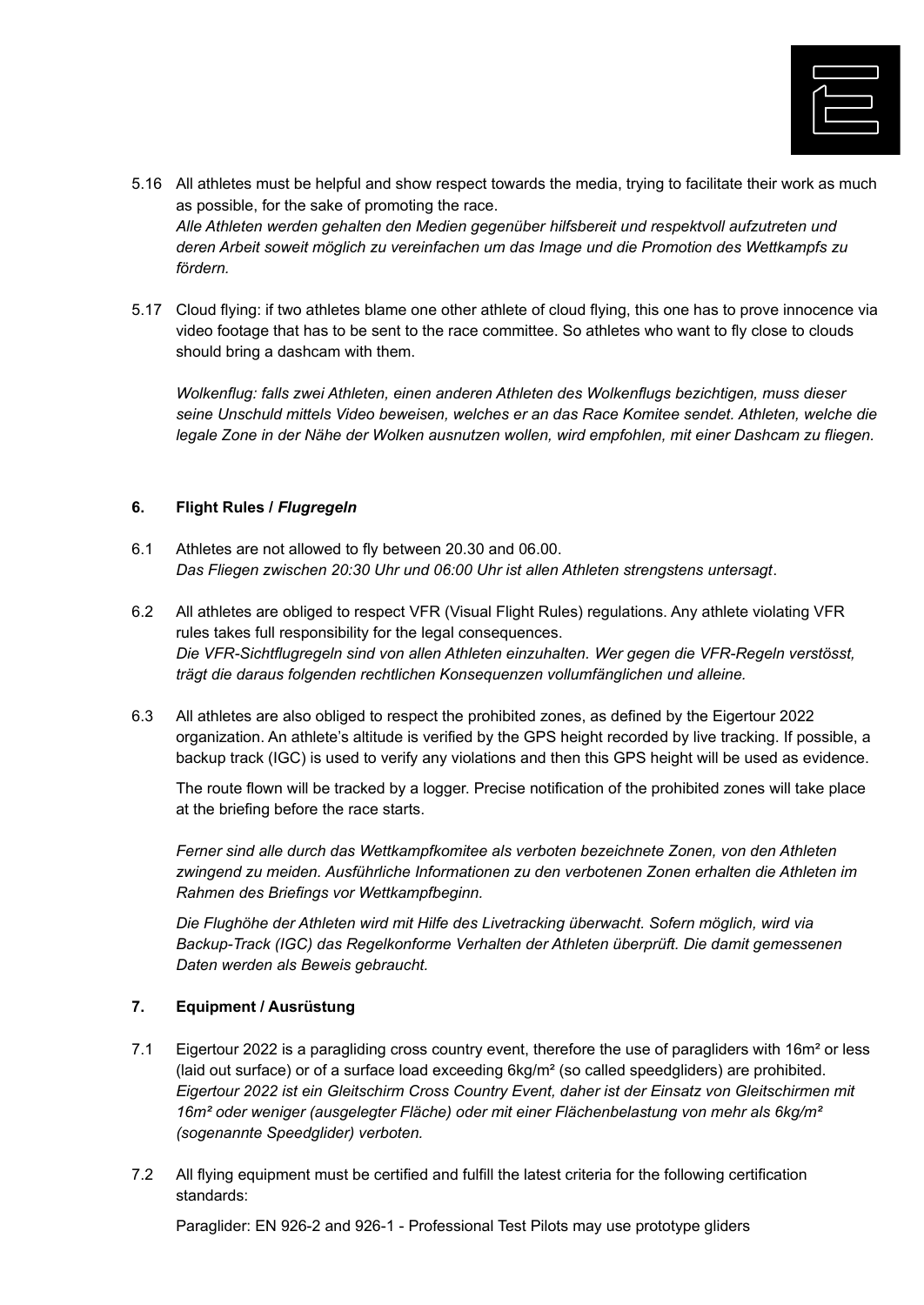5.16 All athletes must be helpful and show respect towards the media, trying to facilitate their work as much as possible, for the sake of promoting the race.
*Alle Athleten werden gehalten den Medien gegenüber hilfsbereit und respektvoll aufzutreten und deren Arbeit soweit möglich zu vereinfachen um das Image und die Promotion des Wettkampfs zu fördern.*

5.17 Cloud flying: if two athletes blame one other athlete of cloud flying, this one has to prove innocence via video footage that has to be sent to the race committee. So athletes who want to fly close to clouds should bring a dashcam with them.

*Wolkenflug: falls zwei Athleten, einen anderen Athleten des Wolkenflugs bezichtigen, muss dieser seine Unschuld mittels Video beweisen, welches er an das Race Komitee sendet. Athleten, welche die legale Zone in der Nähe der Wolken ausnutzen wollen, wird empfohlen, mit einer Dashcam zu fliegen.*

## 6. Flight Rules / *Flugregeln*

6.1 Athletes are not allowed to fly between 20.30 and 06.00.
*Das Fliegen zwischen 20:30 Uhr und 06:00 Uhr ist allen Athleten strengstens untersagt*.

6.2 All athletes are obliged to respect VFR (Visual Flight Rules) regulations. Any athlete violating VFR rules takes full responsibility for the legal consequences.
*Die VFR-Sichtflugregeln sind von allen Athleten einzuhalten. Wer gegen die VFR-Regeln verstösst, trägt die daraus folgenden rechtlichen Konsequenzen vollumfänglichen und alleine.*

6.3 All athletes are also obliged to respect the prohibited zones, as defined by the Eigertour 2022 organization. An athlete's altitude is verified by the GPS height recorded by live tracking. If possible, a backup track (IGC) is used to verify any violations and then this GPS height will be used as evidence.

The route flown will be tracked by a logger. Precise notification of the prohibited zones will take place at the briefing before the race starts.

*Ferner sind alle durch das Wettkampfkomitee als verboten bezeichnete Zonen, von den Athleten zwingend zu meiden. Ausführliche Informationen zu den verbotenen Zonen erhalten die Athleten im Rahmen des Briefings vor Wettkampfbeginn.*

*Die Flughöhe der Athleten wird mit Hilfe des Livetracking überwacht. Sofern möglich, wird via Backup-Track (IGC) das Regelkonforme Verhalten der Athleten überprüft. Die damit gemessenen Daten werden als Beweis gebraucht.*

## 7. Equipment / Ausrüstung

7.1 Eigertour 2022 is a paragliding cross country event, therefore the use of paragliders with 16m² or less (laid out surface) or of a surface load exceeding 6kg/m² (so called speedgliders) are prohibited.
*Eigertour 2022 ist ein Gleitschirm Cross Country Event, daher ist der Einsatz von Gleitschirmen mit 16m² oder weniger (ausgelegter Fläche) oder mit einer Flächenbelastung von mehr als 6kg/m² (sogenannte Speedglider) verboten.*

7.2 All flying equipment must be certified and fulfill the latest criteria for the following certification standards:

Paraglider: EN 926-2 and 926-1 - Professional Test Pilots may use prototype gliders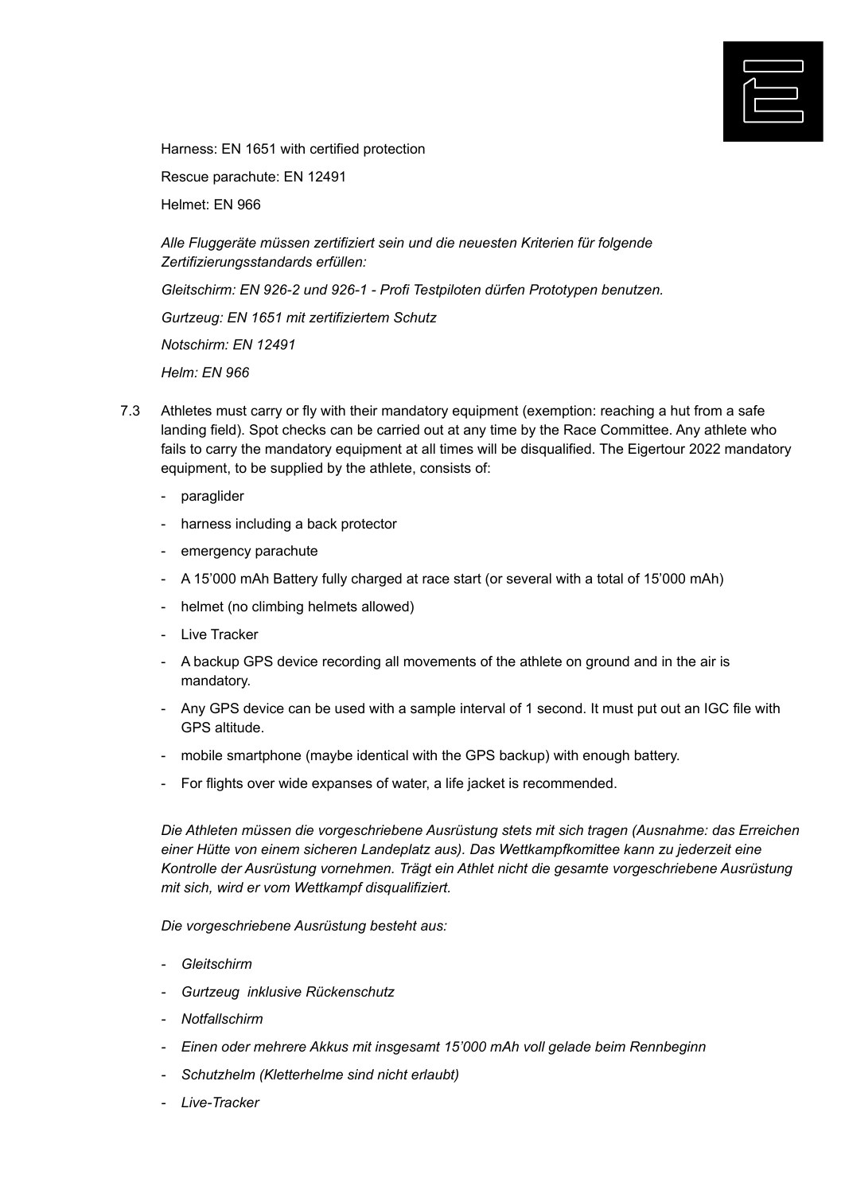Harness: EN 1651 with certified protection

Rescue parachute: EN 12491

Helmet: EN 966

*Alle Fluggeräte müssen zertifiziert sein und die neuesten Kriterien für folgende Zertifizierungsstandards erfüllen:*

*Gleitschirm: EN 926-2 und 926-1 - Profi Testpiloten dürfen Prototypen benutzen.*

*Gurtzeug: EN 1651 mit zertifiziertem Schutz*

*Notschirm: EN 12491*

*Helm: EN 966*

7.3 Athletes must carry or fly with their mandatory equipment (exemption: reaching a hut from a safe landing field). Spot checks can be carried out at any time by the Race Committee. Any athlete who fails to carry the mandatory equipment at all times will be disqualified. The Eigertour 2022 mandatory equipment, to be supplied by the athlete, consists of:

- paraglider
- harness including a back protector
- emergency parachute
- A 15'000 mAh Battery fully charged at race start (or several with a total of 15'000 mAh)
- helmet (no climbing helmets allowed)
- Live Tracker
- A backup GPS device recording all movements of the athlete on ground and in the air is mandatory.
- Any GPS device can be used with a sample interval of 1 second. It must put out an IGC file with GPS altitude.
- mobile smartphone (maybe identical with the GPS backup) with enough battery.
- For flights over wide expanses of water, a life jacket is recommended.

*Die Athleten müssen die vorgeschriebene Ausrüstung stets mit sich tragen (Ausnahme: das Erreichen einer Hütte von einem sicheren Landeplatz aus). Das Wettkampfkomittee kann zu jederzeit eine Kontrolle der Ausrüstung vornehmen. Trägt ein Athlet nicht die gesamte vorgeschriebene Ausrüstung mit sich, wird er vom Wettkampf disqualifiziert.*

*Die vorgeschriebene Ausrüstung besteht aus:*

- *Gleitschirm*
- *Gurtzeug inklusive Rückenschutz*
- *Notfallschirm*
- *Einen oder mehrere Akkus mit insgesamt 15'000 mAh voll gelade beim Rennbeginn*
- *Schutzhelm (Kletterhelme sind nicht erlaubt)*
- *Live-Tracker*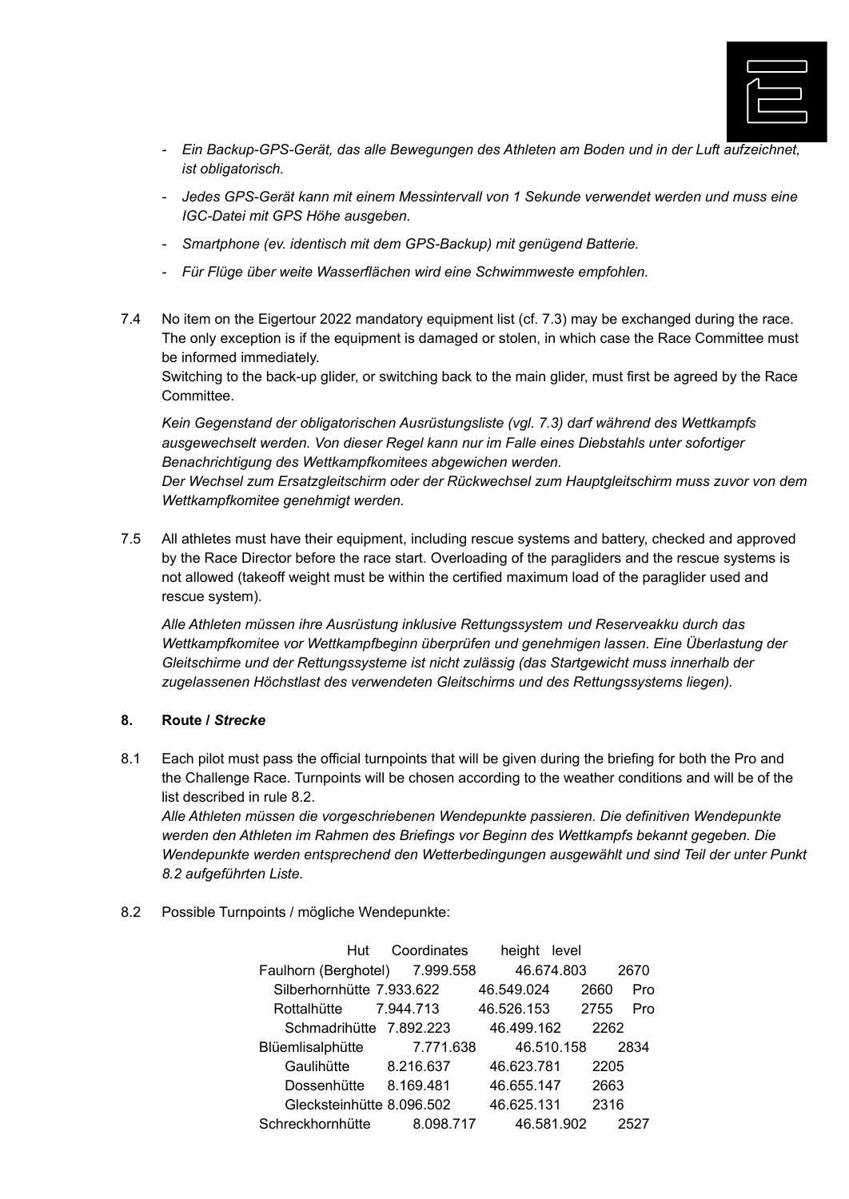- *Ein Backup-GPS-Gerät, das alle Bewegungen des Athleten am Boden und in der Luft aufzeichnet, ist obligatorisch.*
- *Jedes GPS-Gerät kann mit einem Messintervall von 1 Sekunde verwendet werden und muss eine IGC-Datei mit GPS Höhe ausgeben.*
- *Smartphone (ev. identisch mit dem GPS-Backup) mit genügend Batterie.*
- *Für Flüge über weite Wasserflächen wird eine Schwimmweste empfohlen.*

7.4 No item on the Eigertour 2022 mandatory equipment list (cf. 7.3) may be exchanged during the race. The only exception is if the equipment is damaged or stolen, in which case the Race Committee must be informed immediately.
Switching to the back-up glider, or switching back to the main glider, must first be agreed by the Race Committee.

*Kein Gegenstand der obligatorischen Ausrüstungsliste (vgl. 7.3) darf während des Wettkampfs ausgewechselt werden. Von dieser Regel kann nur im Falle eines Diebstahls unter sofortiger Benachrichtigung des Wettkampfkomitees abgewichen werden.*
*Der Wechsel zum Ersatzgleitschirm oder der Rückwechsel zum Hauptgleitschirm muss zuvor von dem Wettkampfkomitee genehmigt werden.*

7.5 All athletes must have their equipment, including rescue systems and battery, checked and approved by the Race Director before the race start. Overloading of the paragliders and the rescue systems is not allowed (takeoff weight must be within the certified maximum load of the paraglider used and rescue system).

*Alle Athleten müssen ihre Ausrüstung inklusive Rettungssystem und Reserveakku durch das Wettkampfkomitee vor Wettkampfbeginn überprüfen und genehmigen lassen. Eine Überlastung der Gleitschirme und der Rettungssysteme ist nicht zulässig (das Startgewicht muss innerhalb der zugelassenen Höchstlast des verwendeten Gleitschirms und des Rettungssystems liegen).*

## 8. Route / *Strecke*

8.1 Each pilot must pass the official turnpoints that will be given during the briefing for both the Pro and the Challenge Race. Turnpoints will be chosen according to the weather conditions and will be of the list described in rule 8.2.
*Alle Athleten müssen die vorgeschriebenen Wendepunkte passieren. Die definitiven Wendepunkte werden den Athleten im Rahmen des Briefings vor Beginn des Wettkampfs bekannt gegeben. Die Wendepunkte werden entsprechend den Wetterbedingungen ausgewählt und sind Teil der unter Punkt 8.2 aufgeführten Liste.*

8.2 Possible Turnpoints / mögliche Wendepunkte:

| Hut | Coordinates | | height | level |
|---|---|---|---|---|
| Faulhorn (Berghotel) | 7.999.558 | 46.674.803 | 2670 | |
| Silberhornhütte | 7.933.622 | 46.549.024 | 2660 | Pro |
| Rottalhütte | 7.944.713 | 46.526.153 | 2755 | Pro |
| Schmadrihütte | 7.892.223 | 46.499.162 | 2262 | |
| Blüemlisalphütte | 7.771.638 | 46.510.158 | 2834 | |
| Gaulihütte | 8.216.637 | 46.623.781 | 2205 | |
| Dossenhütte | 8.169.481 | 46.655.147 | 2663 | |
| Glecksteinhütte | 8.096.502 | 46.625.131 | 2316 | |
| Schreckhornhütte | 8.098.717 | 46.581.902 | 2527 | |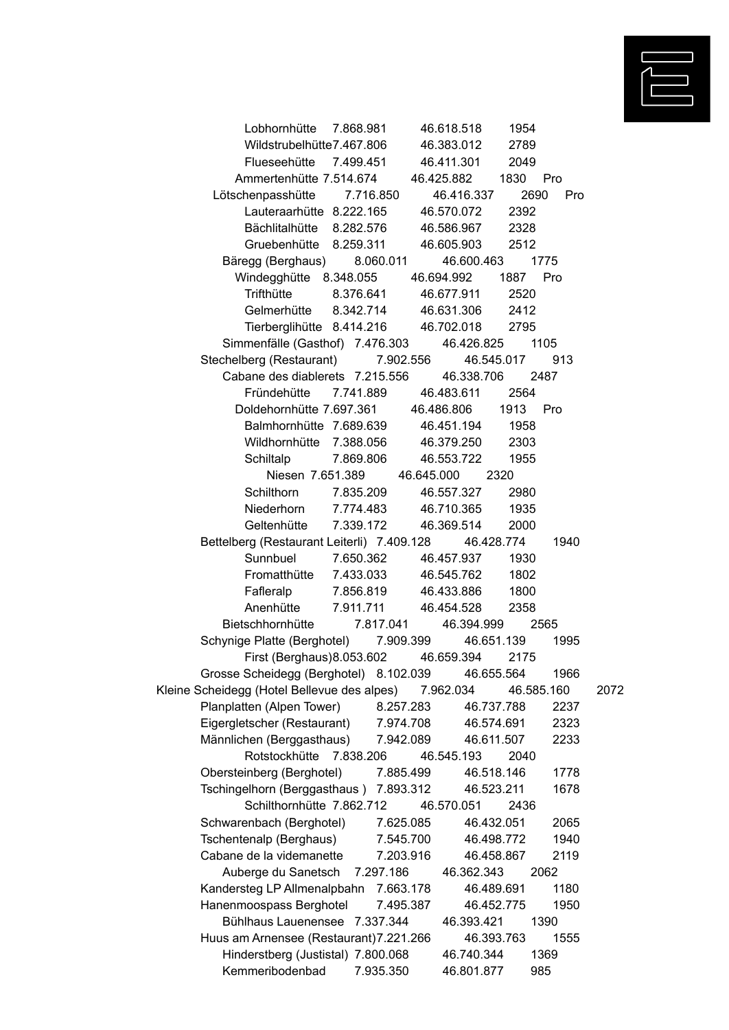| | | | | |
|---|---|---|---|---|
| Lobhornhütte | 7.868.981 | 46.618.518 | 1954 | |
| Wildstrubelhütte | 7.467.806 | 46.383.012 | 2789 | |
| Flueseehütte | 7.499.451 | 46.411.301 | 2049 | |
| Ammertenhütte | 7.514.674 | 46.425.882 | 1830 | Pro |
| Lötschenpasshütte | 7.716.850 | 46.416.337 | 2690 | Pro |
| Lauteraarhütte | 8.222.165 | 46.570.072 | 2392 | |
| Bächlitalhütte | 8.282.576 | 46.586.967 | 2328 | |
| Gruebenhütte | 8.259.311 | 46.605.903 | 2512 | |
| Bäregg (Berghaus) | 8.060.011 | 46.600.463 | 1775 | |
| Windegghütte | 8.348.055 | 46.694.992 | 1887 | Pro |
| Trifthütte | 8.376.641 | 46.677.911 | 2520 | |
| Gelmerhütte | 8.342.714 | 46.631.306 | 2412 | |
| Tierberglihütte | 8.414.216 | 46.702.018 | 2795 | |
| Simmenfälle (Gasthof) | 7.476.303 | 46.426.825 | 1105 | |
| Stechelberg (Restaurant) | 7.902.556 | 46.545.017 | 913 | |
| Cabane des diablerets | 7.215.556 | 46.338.706 | 2487 | |
| Fründehütte | 7.741.889 | 46.483.611 | 2564 | |
| Doldehornhütte | 7.697.361 | 46.486.806 | 1913 | Pro |
| Balmhornhütte | 7.689.639 | 46.451.194 | 1958 | |
| Wildhornhütte | 7.388.056 | 46.379.250 | 2303 | |
| Schiltalp | 7.869.806 | 46.553.722 | 1955 | |
| Niesen | 7.651.389 | 46.645.000 | 2320 | |
| Schilthorn | 7.835.209 | 46.557.327 | 2980 | |
| Niederhorn | 7.774.483 | 46.710.365 | 1935 | |
| Geltenhütte | 7.339.172 | 46.369.514 | 2000 | |
| Bettelberg (Restaurant Leiterli) | 7.409.128 | 46.428.774 | 1940 | |
| Sunnbuel | 7.650.362 | 46.457.937 | 1930 | |
| Fromatthütte | 7.433.033 | 46.545.762 | 1802 | |
| Fafleralp | 7.856.819 | 46.433.886 | 1800 | |
| Anenhütte | 7.911.711 | 46.454.528 | 2358 | |
| Bietschhornhütte | 7.817.041 | 46.394.999 | 2565 | |
| Schynige Platte (Berghotel) | 7.909.399 | 46.651.139 | 1995 | |
| First (Berghaus) | 8.053.602 | 46.659.394 | 2175 | |
| Grosse Scheidegg (Berghotel) | 8.102.039 | 46.655.564 | 1966 | |
| Kleine Scheidegg (Hotel Bellevue des alpes) | 7.962.034 | 46.585.160 | 2072 | |
| Planplatten (Alpen Tower) | 8.257.283 | 46.737.788 | 2237 | |
| Eigergletscher (Restaurant) | 7.974.708 | 46.574.691 | 2323 | |
| Männlichen (Berggasthaus) | 7.942.089 | 46.611.507 | 2233 | |
| Rotstockhütte | 7.838.206 | 46.545.193 | 2040 | |
| Obersteinberg (Berghotel) | 7.885.499 | 46.518.146 | 1778 | |
| Tschingelhorn (Berggasthaus ) | 7.893.312 | 46.523.211 | 1678 | |
| Schilthornhütte | 7.862.712 | 46.570.051 | 2436 | |
| Schwarenbach (Berghotel) | 7.625.085 | 46.432.051 | 2065 | |
| Tschentenalp (Berghaus) | 7.545.700 | 46.498.772 | 1940 | |
| Cabane de la videmanette | 7.203.916 | 46.458.867 | 2119 | |
| Auberge du Sanetsch | 7.297.186 | 46.362.343 | 2062 | |
| Kandersteg LP Allmenalpbahn | 7.663.178 | 46.489.691 | 1180 | |
| Hanenmoospass Berghotel | 7.495.387 | 46.452.775 | 1950 | |
| Bühlhaus Lauenensee | 7.337.344 | 46.393.421 | 1390 | |
| Huus am Arnensee (Restaurant) | 7.221.266 | 46.393.763 | 1555 | |
| Hinderstberg (Justistal) | 7.800.068 | 46.740.344 | 1369 | |
| Kemmeribodenbad | 7.935.350 | 46.801.877 | 985 | |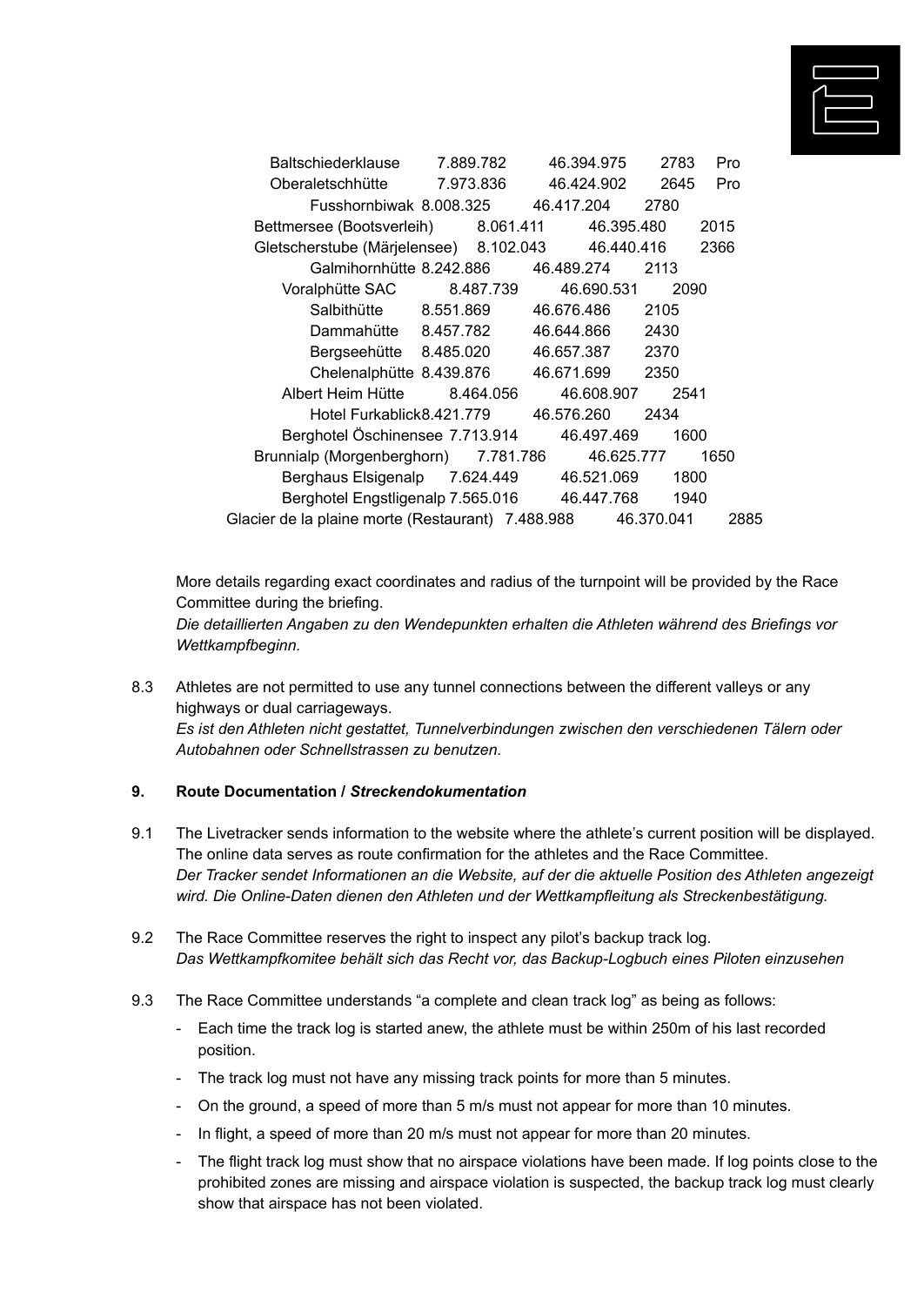| Name | Longitude | Latitude | Altitude | |
|---|---|---|---|---|
| Baltschiederklause | 7.889.782 | 46.394.975 | 2783 | Pro |
| Oberaletschhütte | 7.973.836 | 46.424.902 | 2645 | Pro |
| Fusshornbiwak | 8.008.325 | 46.417.204 | 2780 | |
| Bettmersee (Bootsverleih) | 8.061.411 | 46.395.480 | 2015 | |
| Gletscherstube (Märjelensee) | 8.102.043 | 46.440.416 | 2366 | |
| Galmihornhütte | 8.242.886 | 46.489.274 | 2113 | |
| Voralphütte SAC | 8.487.739 | 46.690.531 | 2090 | |
| Salbithütte | 8.551.869 | 46.676.486 | 2105 | |
| Dammahütte | 8.457.782 | 46.644.866 | 2430 | |
| Bergseehütte | 8.485.020 | 46.657.387 | 2370 | |
| Chelenalphütte | 8.439.876 | 46.671.699 | 2350 | |
| Albert Heim Hütte | 8.464.056 | 46.608.907 | 2541 | |
| Hotel Furkablick | 8.421.779 | 46.576.260 | 2434 | |
| Berghotel Öschinensee | 7.713.914 | 46.497.469 | 1600 | |
| Brunnialp (Morgenberghorn) | 7.781.786 | 46.625.777 | 1650 | |
| Berghaus Elsigenalp | 7.624.449 | 46.521.069 | 1800 | |
| Berghotel Engstligenalp | 7.565.016 | 46.447.768 | 1940 | |
| Glacier de la plaine morte (Restaurant) | 7.488.988 | 46.370.041 | 2885 | |

More details regarding exact coordinates and radius of the turnpoint will be provided by the Race Committee during the briefing.
*Die detaillierten Angaben zu den Wendepunkten erhalten die Athleten während des Briefings vor Wettkampfbeginn.*

8.3 Athletes are not permitted to use any tunnel connections between the different valleys or any highways or dual carriageways.
*Es ist den Athleten nicht gestattet, Tunnelverbindungen zwischen den verschiedenen Tälern oder Autobahnen oder Schnellstrassen zu benutzen.*

### 9. Route Documentation / *Streckendokumentation*

9.1 The Livetracker sends information to the website where the athlete's current position will be displayed. The online data serves as route confirmation for the athletes and the Race Committee.
*Der Tracker sendet Informationen an die Website, auf der die aktuelle Position des Athleten angezeigt wird. Die Online-Daten dienen den Athleten und der Wettkampfleitung als Streckenbestätigung.*

9.2 The Race Committee reserves the right to inspect any pilot's backup track log.
*Das Wettkampfkomitee behält sich das Recht vor, das Backup-Logbuch eines Piloten einzusehen*

9.3 The Race Committee understands "a complete and clean track log" as being as follows:

- Each time the track log is started anew, the athlete must be within 250m of his last recorded position.
- The track log must not have any missing track points for more than 5 minutes.
- On the ground, a speed of more than 5 m/s must not appear for more than 10 minutes.
- In flight, a speed of more than 20 m/s must not appear for more than 20 minutes.
- The flight track log must show that no airspace violations have been made. If log points close to the prohibited zones are missing and airspace violation is suspected, the backup track log must clearly show that airspace has not been violated.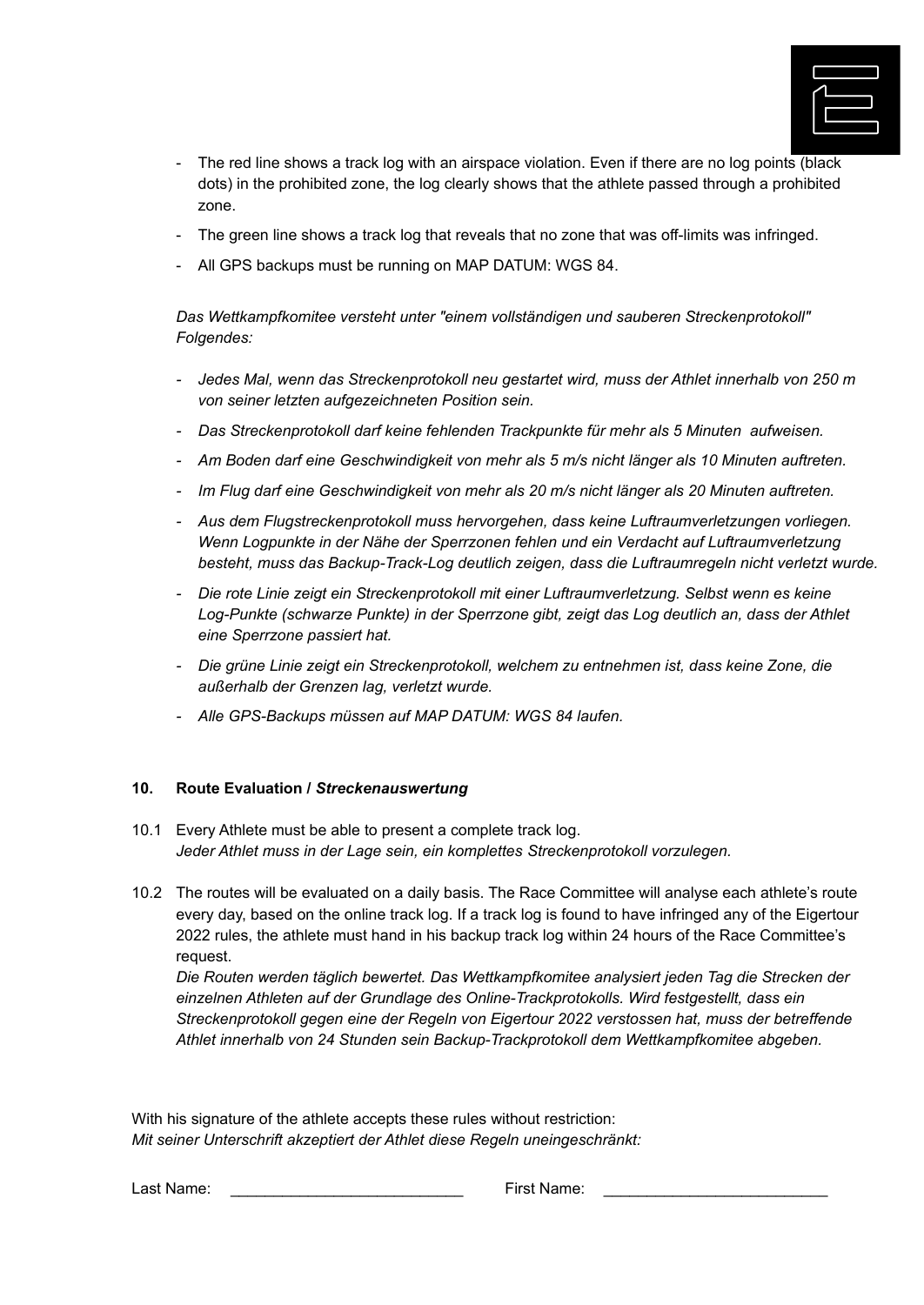- The red line shows a track log with an airspace violation. Even if there are no log points (black dots) in the prohibited zone, the log clearly shows that the athlete passed through a prohibited zone.
- The green line shows a track log that reveals that no zone that was off-limits was infringed.
- All GPS backups must be running on MAP DATUM: WGS 84.

*Das Wettkampfkomitee versteht unter "einem vollständigen und sauberen Streckenprotokoll" Folgendes:*

- *Jedes Mal, wenn das Streckenprotokoll neu gestartet wird, muss der Athlet innerhalb von 250 m von seiner letzten aufgezeichneten Position sein.*
- *Das Streckenprotokoll darf keine fehlenden Trackpunkte für mehr als 5 Minuten aufweisen.*
- *Am Boden darf eine Geschwindigkeit von mehr als 5 m/s nicht länger als 10 Minuten auftreten.*
- *Im Flug darf eine Geschwindigkeit von mehr als 20 m/s nicht länger als 20 Minuten auftreten.*
- *Aus dem Flugstreckenprotokoll muss hervorgehen, dass keine Luftraumverletzungen vorliegen. Wenn Logpunkte in der Nähe der Sperrzonen fehlen und ein Verdacht auf Luftraumverletzung besteht, muss das Backup-Track-Log deutlich zeigen, dass die Luftraumregeln nicht verletzt wurde.*
- *Die rote Linie zeigt ein Streckenprotokoll mit einer Luftraumverletzung. Selbst wenn es keine Log-Punkte (schwarze Punkte) in der Sperrzone gibt, zeigt das Log deutlich an, dass der Athlet eine Sperrzone passiert hat.*
- *Die grüne Linie zeigt ein Streckenprotokoll, welchem zu entnehmen ist, dass keine Zone, die außerhalb der Grenzen lag, verletzt wurde.*
- *Alle GPS-Backups müssen auf MAP DATUM: WGS 84 laufen.*

## 10. Route Evaluation / *Streckenauswertung*

10.1 Every Athlete must be able to present a complete track log.
*Jeder Athlet muss in der Lage sein, ein komplettes Streckenprotokoll vorzulegen.*

10.2 The routes will be evaluated on a daily basis. The Race Committee will analyse each athlete's route every day, based on the online track log. If a track log is found to have infringed any of the Eigertour 2022 rules, the athlete must hand in his backup track log within 24 hours of the Race Committee's request.
*Die Routen werden täglich bewertet. Das Wettkampfkomitee analysiert jeden Tag die Strecken der einzelnen Athleten auf der Grundlage des Online-Trackprotokolls. Wird festgestellt, dass ein Streckenprotokoll gegen eine der Regeln von Eigertour 2022 verstossen hat, muss der betreffende Athlet innerhalb von 24 Stunden sein Backup-Trackprotokoll dem Wettkampfkomitee abgeben.*

With his signature of the athlete accepts these rules without restriction:
*Mit seiner Unterschrift akzeptiert der Athlet diese Regeln uneingeschränkt:*

Last Name: ___________________________ First Name: __________________________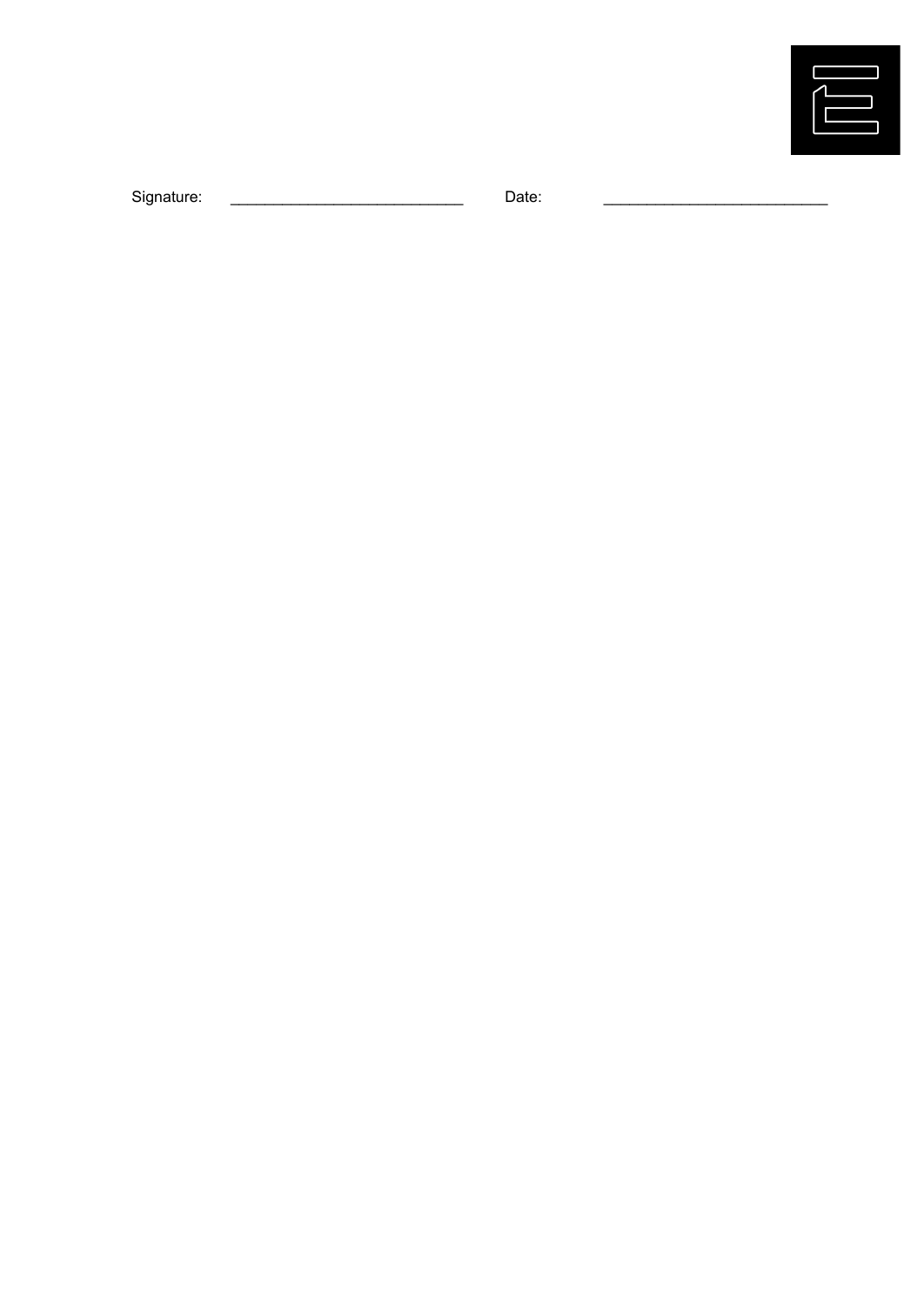Signature: \_\_\_\_\_\_\_\_\_\_\_\_\_\_\_\_\_\_\_\_\_\_\_\_\_\_\_ Date: \_\_\_\_\_\_\_\_\_\_\_\_\_\_\_\_\_\_\_\_\_\_\_\_\_\_